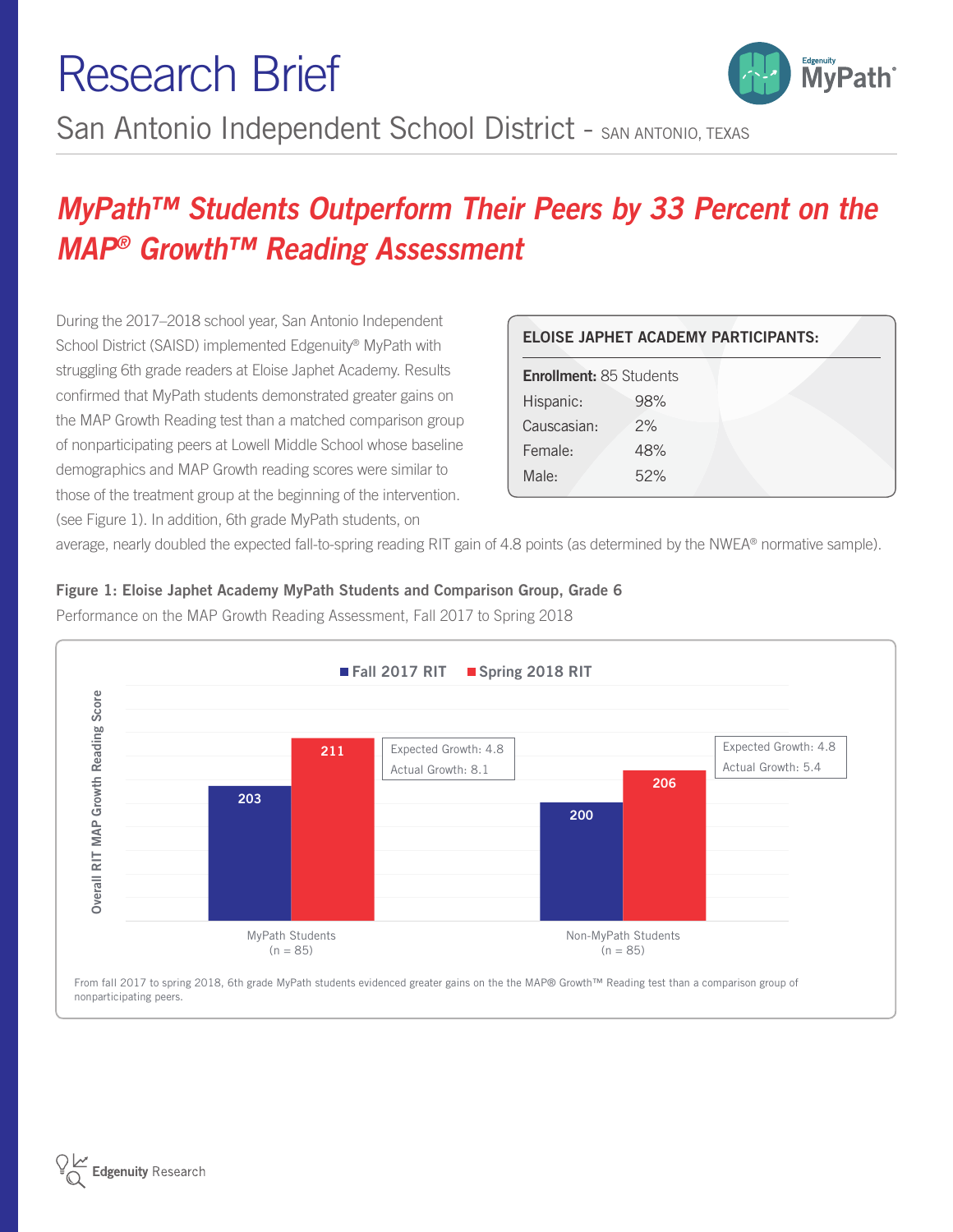# Research Brief

San Antonio Independent School District - SAN ANTONIO, TEXAS

## *MyPath™ Students Outperform Their Peers by 33 Percent on the MAP® Growth™ Reading Assessment*

During the 2017–2018 school year, San Antonio Independent School District (SAISD) implemented Edgenuity® MyPath with struggling 6th grade readers at Eloise Japhet Academy. Results confirmed that MyPath students demonstrated greater gains on the MAP Growth Reading test than a matched comparison group of nonparticipating peers at Lowell Middle School whose baseline demographics and MAP Growth reading scores were similar to those of the treatment group at the beginning of the intervention. (see Figure 1). In addition, 6th grade MyPath students, on average, nearly doubled the expected fall-to-spring reading RIT gain of 4.8 points (as determined by the NWEA® normative sample).

**ELOISE JAPHET ACADEMY PARTICIPANTS:**

**Enrollment:** 85 Students

| | |
|---|---|
| Hispanic: | 98% |
| Causcasian: | 2% |
| Female: | 48% |
| Male: | 52% |

**Figure 1: Eloise Japhet Academy MyPath Students and Comparison Group, Grade 6**

Performance on the MAP Growth Reading Assessment, Fall 2017 to Spring 2018

| Overall RIT MAP Growth Reading Score | Fall 2017 RIT | Spring 2018 RIT | Expected Growth | Actual Growth |
|---|---|---|---|---|
| MyPath Students (n = 85) | 203 | 211 | 4.8 | 8.1 |
| Non-MyPath Students (n = 85) | 200 | 206 | 4.8 | 5.4 |

From fall 2017 to spring 2018, 6th grade MyPath students evidenced greater gains on the the MAP® Growth™ Reading test than a comparison group of nonparticipating peers.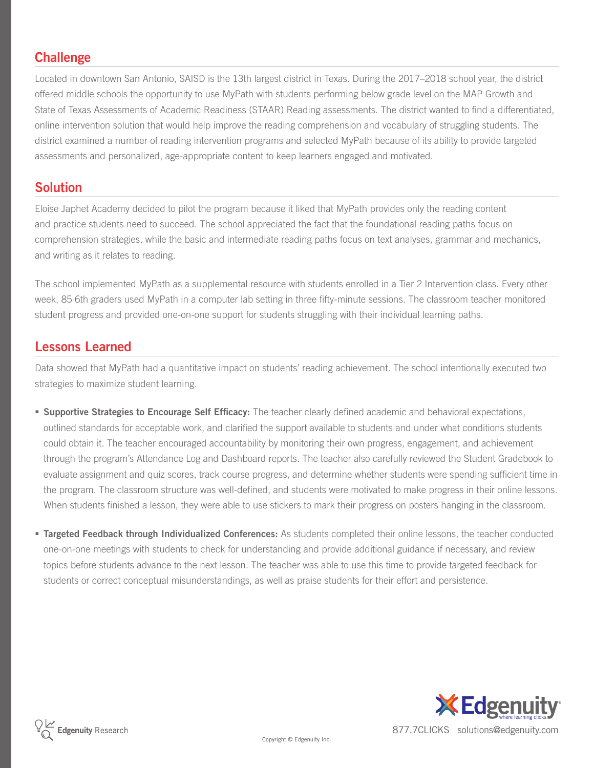## Challenge

Located in downtown San Antonio, SAISD is the 13th largest district in Texas. During the 2017–2018 school year, the district offered middle schools the opportunity to use MyPath with students performing below grade level on the MAP Growth and State of Texas Assessments of Academic Readiness (STAAR) Reading assessments. The district wanted to find a differentiated, online intervention solution that would help improve the reading comprehension and vocabulary of struggling students. The district examined a number of reading intervention programs and selected MyPath because of its ability to provide targeted assessments and personalized, age-appropriate content to keep learners engaged and motivated.

## Solution

Eloise Japhet Academy decided to pilot the program because it liked that MyPath provides only the reading content and practice students need to succeed. The school appreciated the fact that the foundational reading paths focus on comprehension strategies, while the basic and intermediate reading paths focus on text analyses, grammar and mechanics, and writing as it relates to reading.

The school implemented MyPath as a supplemental resource with students enrolled in a Tier 2 Intervention class. Every other week, 85 6th graders used MyPath in a computer lab setting in three fifty-minute sessions. The classroom teacher monitored student progress and provided one-on-one support for students struggling with their individual learning paths.

## Lessons Learned

Data showed that MyPath had a quantitative impact on students' reading achievement. The school intentionally executed two strategies to maximize student learning.

- **Supportive Strategies to Encourage Self Efficacy:** The teacher clearly defined academic and behavioral expectations, outlined standards for acceptable work, and clarified the support available to students and under what conditions students could obtain it. The teacher encouraged accountability by monitoring their own progress, engagement, and achievement through the program's Attendance Log and Dashboard reports. The teacher also carefully reviewed the Student Gradebook to evaluate assignment and quiz scores, track course progress, and determine whether students were spending sufficient time in the program. The classroom structure was well-defined, and students were motivated to make progress in their online lessons. When students finished a lesson, they were able to use stickers to mark their progress on posters hanging in the classroom.
- **Targeted Feedback through Individualized Conferences:** As students completed their online lessons, the teacher conducted one-on-one meetings with students to check for understanding and provide additional guidance if necessary, and review topics before students advance to the next lesson. The teacher was able to use this time to provide targeted feedback for students or correct conceptual misunderstandings, as well as praise students for their effort and persistence.

Edgenuity Research

Edgenuity where learning clicks

877.7CLICKS solutions@edgenuity.com

Copyright © Edgenuity Inc.